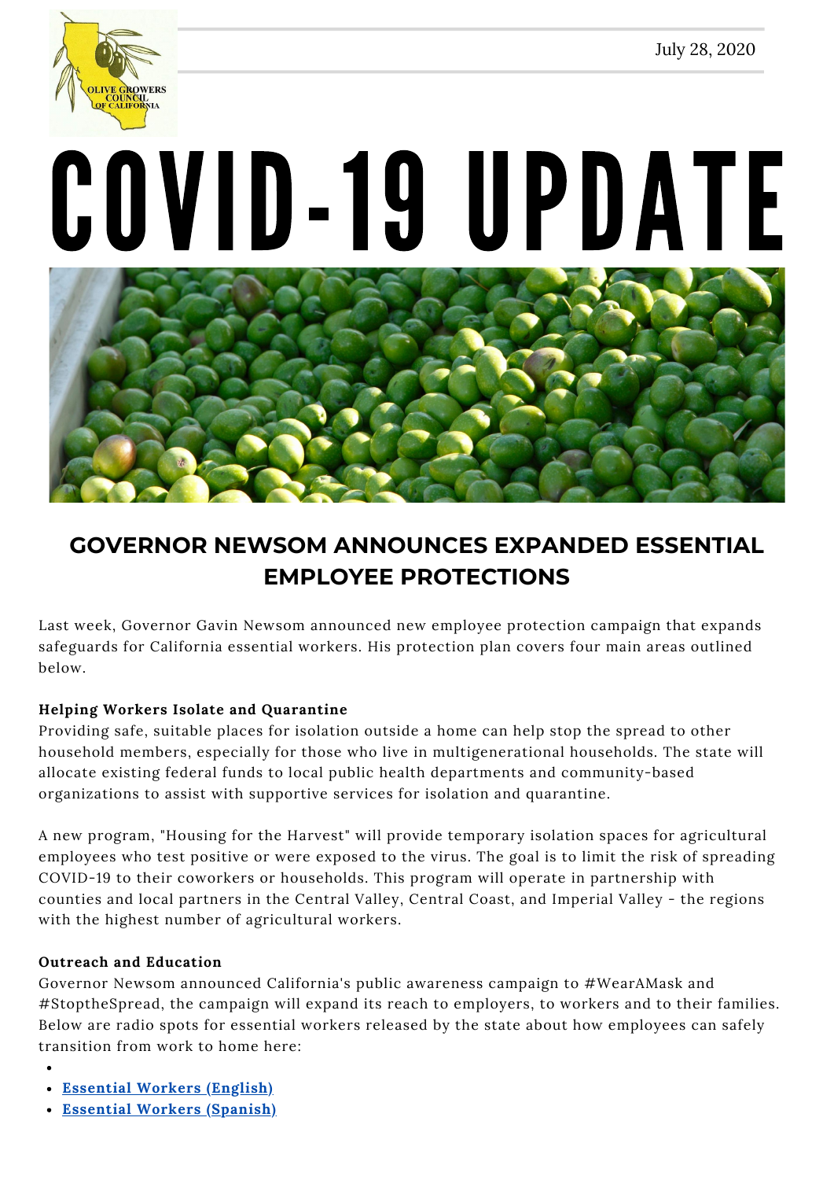July 28, 2020

# COVID-19 UPDATE

## GOVERNOR NEWSOM ANNOUNCES EXPANDED ESSENTIAL EMPLOYEE PROTECTIONS

Last week, Governor Gavin Newsom announced new employee protection campaign that expands safeguards for California essential workers. His protection plan covers four main areas outlined below.

**Helping Workers Isolate and Quarantine**
Providing safe, suitable places for isolation outside a home can help stop the spread to other household members, especially for those who live in multigenerational households. The state will allocate existing federal funds to local public health departments and community-based organizations to assist with supportive services for isolation and quarantine.

A new program, "Housing for the Harvest" will provide temporary isolation spaces for agricultural employees who test positive or were exposed to the virus. The goal is to limit the risk of spreading COVID-19 to their coworkers or households. This program will operate in partnership with counties and local partners in the Central Valley, Central Coast, and Imperial Valley - the regions with the highest number of agricultural workers.

**Outreach and Education**
Governor Newsom announced California's public awareness campaign to #WearAMask and #StoptheSpread, the campaign will expand its reach to employers, to workers and to their families. Below are radio spots for essential workers released by the state about how employees can safely transition from work to home here:

- 
- Essential Workers (English)
- Essential Workers (Spanish)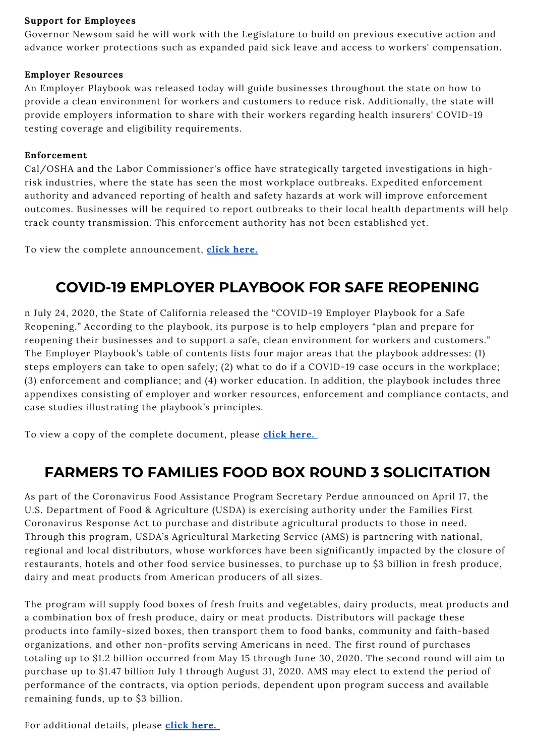**Support for Employees**
Governor Newsom said he will work with the Legislature to build on previous executive action and advance worker protections such as expanded paid sick leave and access to workers' compensation.

**Employer Resources**
An Employer Playbook was released today will guide businesses throughout the state on how to provide a clean environment for workers and customers to reduce risk. Additionally, the state will provide employers information to share with their workers regarding health insurers' COVID-19 testing coverage and eligibility requirements.

**Enforcement**
Cal/OSHA and the Labor Commissioner's office have strategically targeted investigations in high-risk industries, where the state has seen the most workplace outbreaks. Expedited enforcement authority and advanced reporting of health and safety hazards at work will improve enforcement outcomes. Businesses will be required to report outbreaks to their local health departments will help track county transmission. This enforcement authority has not been established yet.

To view the complete announcement, **click here.**

## COVID-19 EMPLOYER PLAYBOOK FOR SAFE REOPENING

n July 24, 2020, the State of California released the "COVID-19 Employer Playbook for a Safe Reopening." According to the playbook, its purpose is to help employers "plan and prepare for reopening their businesses and to support a safe, clean environment for workers and customers." The Employer Playbook's table of contents lists four major areas that the playbook addresses: (1) steps employers can take to open safely; (2) what to do if a COVID-19 case occurs in the workplace; (3) enforcement and compliance; and (4) worker education. In addition, the playbook includes three appendixes consisting of employer and worker resources, enforcement and compliance contacts, and case studies illustrating the playbook's principles.

To view a copy of the complete document, please **click here.**

## FARMERS TO FAMILIES FOOD BOX ROUND 3 SOLICITATION

As part of the Coronavirus Food Assistance Program Secretary Perdue announced on April 17, the U.S. Department of Food & Agriculture (USDA) is exercising authority under the Families First Coronavirus Response Act to purchase and distribute agricultural products to those in need. Through this program, USDA's Agricultural Marketing Service (AMS) is partnering with national, regional and local distributors, whose workforces have been significantly impacted by the closure of restaurants, hotels and other food service businesses, to purchase up to $3 billion in fresh produce, dairy and meat products from American producers of all sizes.

The program will supply food boxes of fresh fruits and vegetables, dairy products, meat products and a combination box of fresh produce, dairy or meat products. Distributors will package these products into family-sized boxes, then transport them to food banks, community and faith-based organizations, and other non-profits serving Americans in need. The first round of purchases totaling up to $1.2 billion occurred from May 15 through June 30, 2020. The second round will aim to purchase up to $1.47 billion July 1 through August 31, 2020. AMS may elect to extend the period of performance of the contracts, via option periods, dependent upon program success and available remaining funds, up to $3 billion.

For additional details, please **click here.**